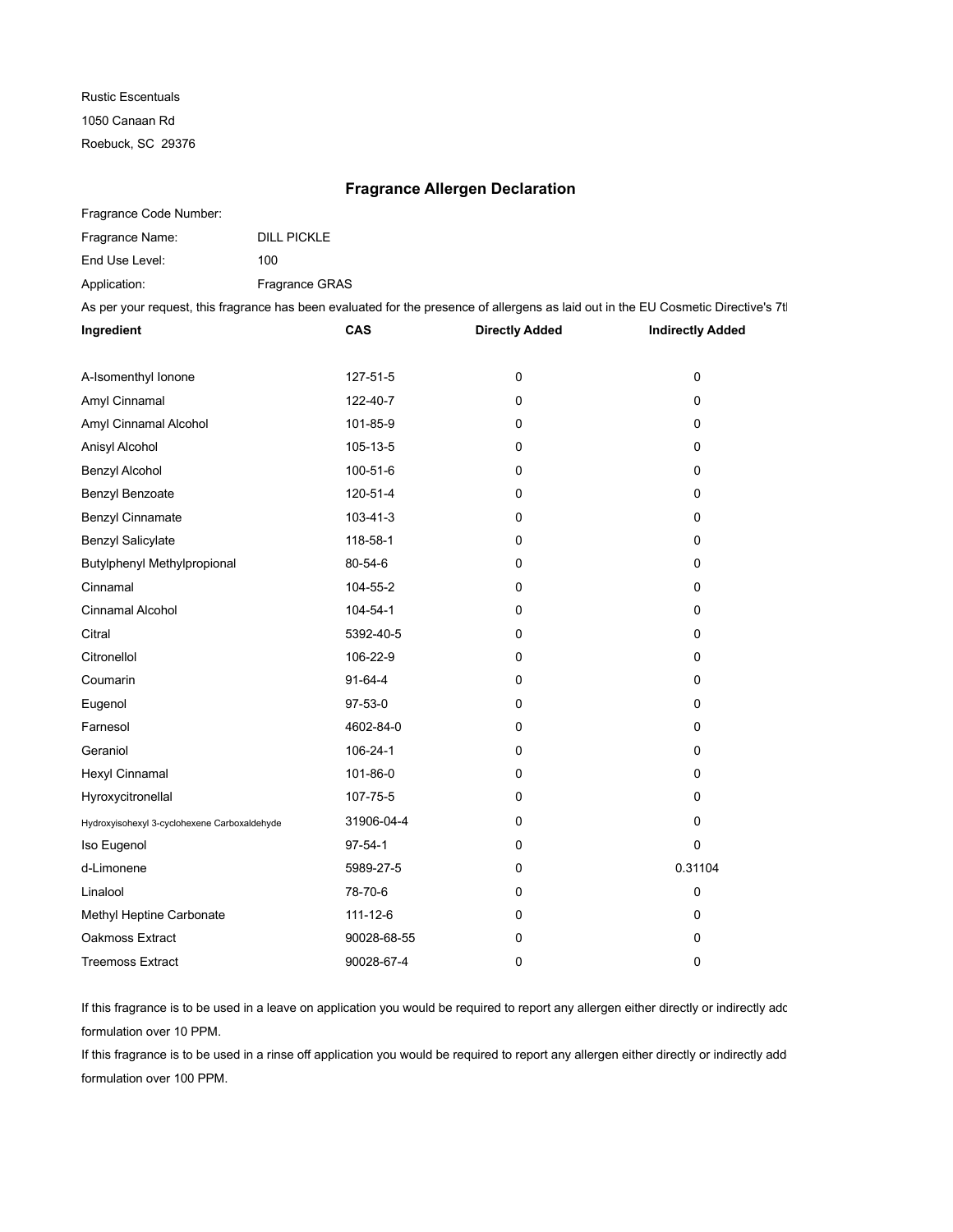Rustic Escentuals

1050 Canaan Rd

Roebuck, SC 29376

## Fragrance Allergen Declaration

Fragrance Code Number:

Fragrance Name: DILL PICKLE

End Use Level: 100

Application: Fragrance GRAS

As per your request, this fragrance has been evaluated for the presence of allergens as laid out in the EU Cosmetic Directive's 7t

| Ingredient | CAS | Directly Added | Indirectly Added |
| --- | --- | --- | --- |
| A-Isomenthyl Ionone | 127-51-5 | 0 | 0 |
| Amyl Cinnamal | 122-40-7 | 0 | 0 |
| Amyl Cinnamal Alcohol | 101-85-9 | 0 | 0 |
| Anisyl Alcohol | 105-13-5 | 0 | 0 |
| Benzyl Alcohol | 100-51-6 | 0 | 0 |
| Benzyl Benzoate | 120-51-4 | 0 | 0 |
| Benzyl Cinnamate | 103-41-3 | 0 | 0 |
| Benzyl Salicylate | 118-58-1 | 0 | 0 |
| Butylphenyl Methylpropional | 80-54-6 | 0 | 0 |
| Cinnamal | 104-55-2 | 0 | 0 |
| Cinnamal Alcohol | 104-54-1 | 0 | 0 |
| Citral | 5392-40-5 | 0 | 0 |
| Citronellol | 106-22-9 | 0 | 0 |
| Coumarin | 91-64-4 | 0 | 0 |
| Eugenol | 97-53-0 | 0 | 0 |
| Farnesol | 4602-84-0 | 0 | 0 |
| Geraniol | 106-24-1 | 0 | 0 |
| Hexyl Cinnamal | 101-86-0 | 0 | 0 |
| Hyroxycitronellal | 107-75-5 | 0 | 0 |
| Hydroxyisohexyl 3-cyclohexene Carboxaldehyde | 31906-04-4 | 0 | 0 |
| Iso Eugenol | 97-54-1 | 0 | 0 |
| d-Limonene | 5989-27-5 | 0 | 0.31104 |
| Linalool | 78-70-6 | 0 | 0 |
| Methyl Heptine Carbonate | 111-12-6 | 0 | 0 |
| Oakmoss Extract | 90028-68-55 | 0 | 0 |
| Treemoss Extract | 90028-67-4 | 0 | 0 |

If this fragrance is to be used in a leave on application you would be required to report any allergen either directly or indirectly adc formulation over 10 PPM.

If this fragrance is to be used in a rinse off application you would be required to report any allergen either directly or indirectly add formulation over 100 PPM.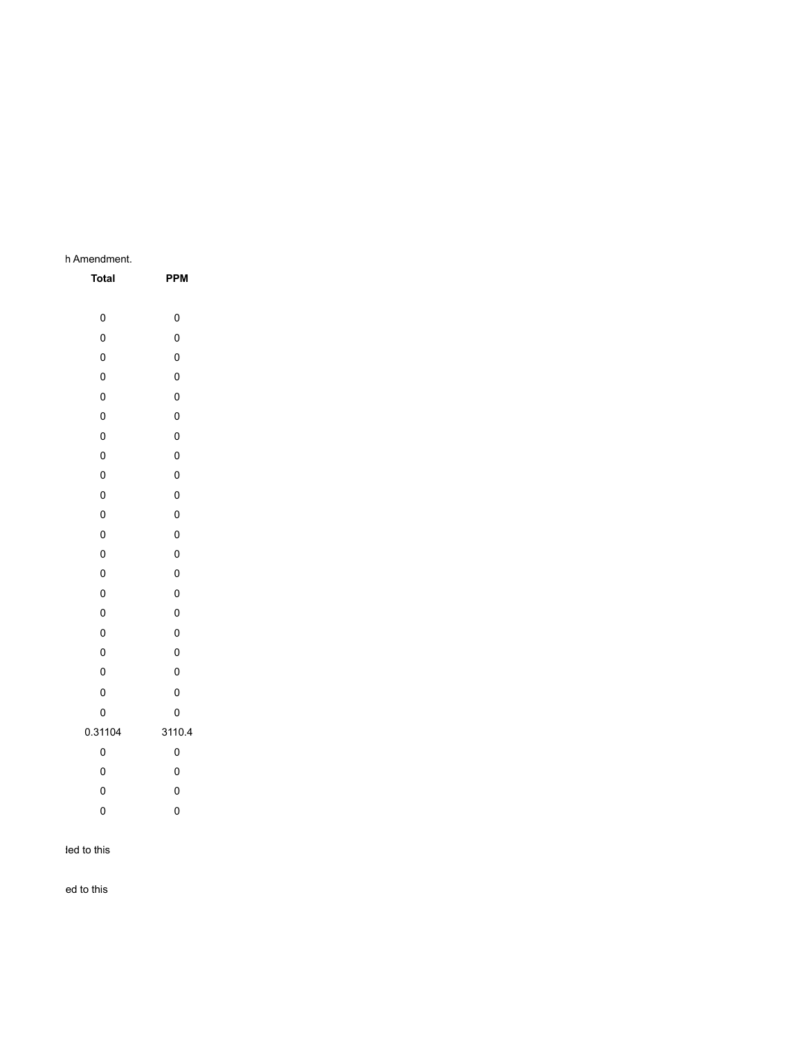h Amendment.

| Total | PPM |
|---|---|
| | |
| 0 | 0 |
| 0 | 0 |
| 0 | 0 |
| 0 | 0 |
| 0 | 0 |
| 0 | 0 |
| 0 | 0 |
| 0 | 0 |
| 0 | 0 |
| 0 | 0 |
| 0 | 0 |
| 0 | 0 |
| 0 | 0 |
| 0 | 0 |
| 0 | 0 |
| 0 | 0 |
| 0 | 0 |
| 0 | 0 |
| 0 | 0 |
| 0 | 0 |
| 0 | 0 |
| 0.31104 | 3110.4 |
| 0 | 0 |
| 0 | 0 |
| 0 | 0 |
| 0 | 0 |

ded to this

ed to this